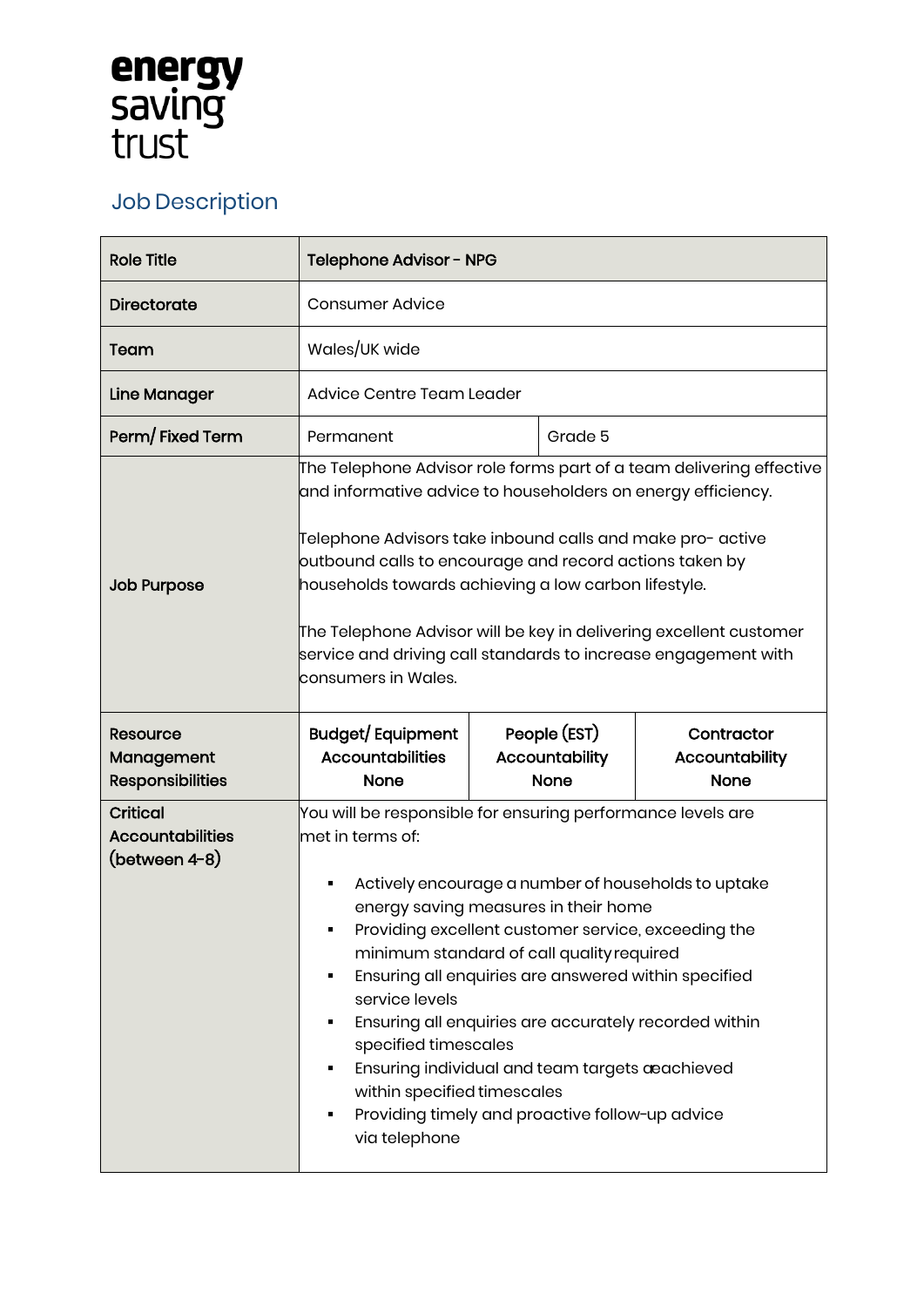energy saving trust

## Job Description

| Role Title | Telephone Advisor - NPG | | |
|---|---|---|---|
| Directorate | Consumer Advice | | |
| Team | Wales/UK wide | | |
| Line Manager | Advice Centre Team Leader | | |
| Perm/ Fixed Term | Permanent | Grade 5 | |
| Job Purpose | The Telephone Advisor role forms part of a team delivering effective and informative advice to householders on energy efficiency.<br><br>Telephone Advisors take inbound calls and make pro- active outbound calls to encourage and record actions taken by households towards achieving a low carbon lifestyle.<br><br>The Telephone Advisor will be key in delivering excellent customer service and driving call standards to increase engagement with consumers in Wales. | | |
| Resource Management Responsibilities | **Budget/ Equipment Accountabilities**<br>**None** | **People (EST) Accountability**<br>**None** | **Contractor Accountability**<br>**None** |
| Critical Accountabilities (between 4-8) | You will be responsible for ensuring performance levels are met in terms of:<br><br>▪ Actively encourage a number of households to uptake energy saving measures in their home<br>▪ Providing excellent customer service, exceeding the minimum standard of call quality required<br>▪ Ensuring all enquiries are answered within specified service levels<br>▪ Ensuring all enquiries are accurately recorded within specified timescales<br>▪ Ensuring individual and team targets aeachieved within specified timescales<br>▪ Providing timely and proactive follow-up advice via telephone | | |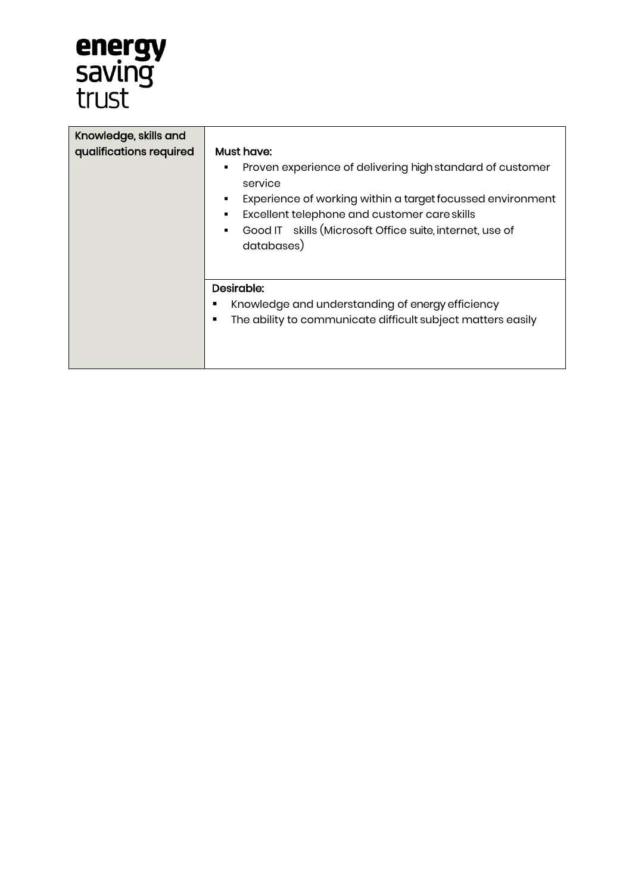energy
saving
trust

| | |
|---|---|
| Knowledge, skills and qualifications required | **Must have:**<br>▪ Proven experience of delivering high standard of customer service<br>▪ Experience of working within a target focussed environment<br>▪ Excellent telephone and customer care skills<br>▪ Good IT skills (Microsoft Office suite, internet, use of databases) |
| | **Desirable:**<br>▪ Knowledge and understanding of energy efficiency<br>▪ The ability to communicate difficult subject matters easily |